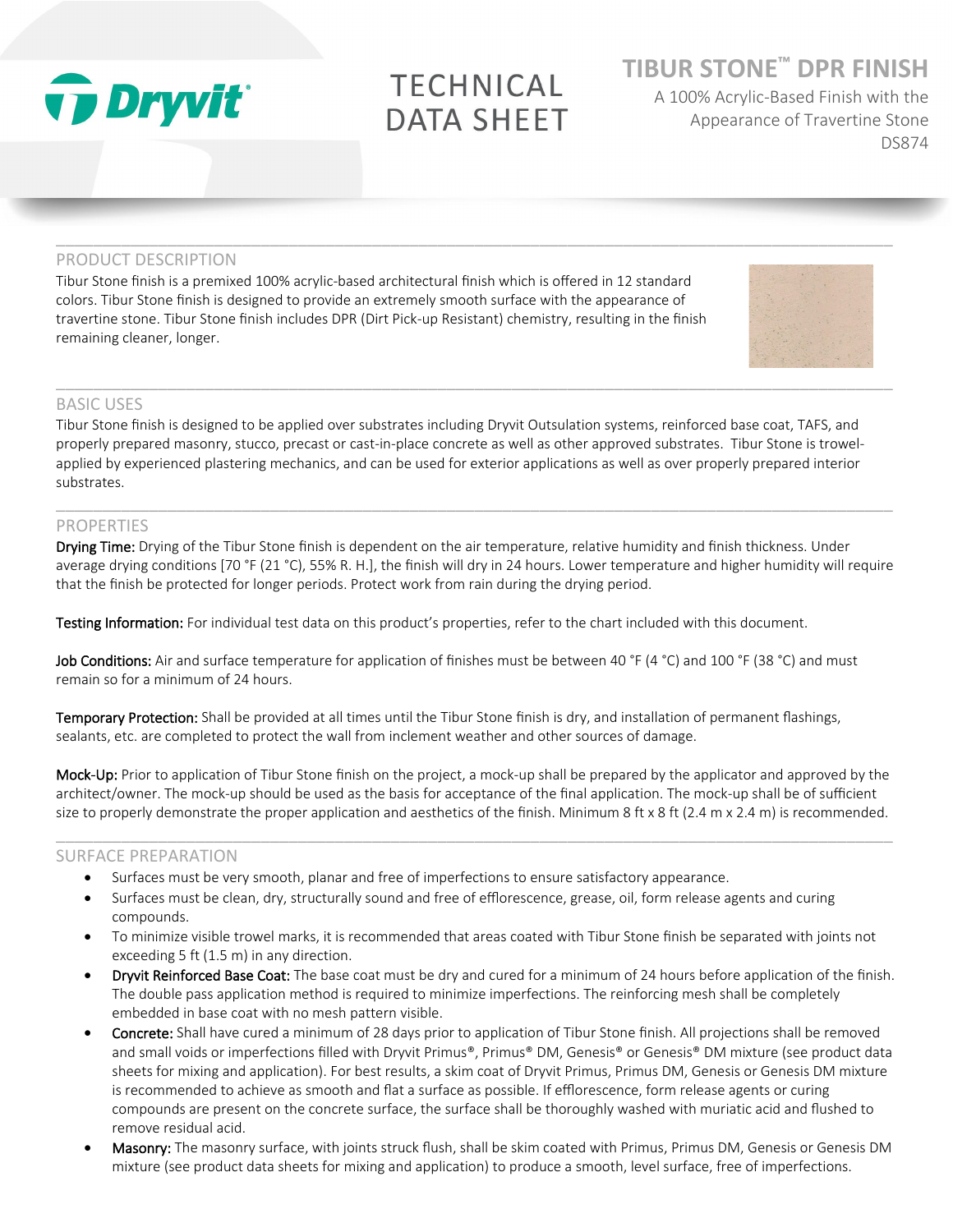Dryvit

# TECHNICAL DATA SHEET

## TIBUR STONE™ DPR FINISH

A 100% Acrylic-Based Finish with the Appearance of Travertine Stone

DS874

## PRODUCT DESCRIPTION

Tibur Stone finish is a premixed 100% acrylic-based architectural finish which is offered in 12 standard colors. Tibur Stone finish is designed to provide an extremely smooth surface with the appearance of travertine stone. Tibur Stone finish includes DPR (Dirt Pick-up Resistant) chemistry, resulting in the finish remaining cleaner, longer.

## BASIC USES

Tibur Stone finish is designed to be applied over substrates including Dryvit Outsulation systems, reinforced base coat, TAFS, and properly prepared masonry, stucco, precast or cast-in-place concrete as well as other approved substrates. Tibur Stone is trowel-applied by experienced plastering mechanics, and can be used for exterior applications as well as over properly prepared interior substrates.

## PROPERTIES

**Drying Time:** Drying of the Tibur Stone finish is dependent on the air temperature, relative humidity and finish thickness. Under average drying conditions [70 °F (21 °C), 55% R. H.], the finish will dry in 24 hours. Lower temperature and higher humidity will require that the finish be protected for longer periods. Protect work from rain during the drying period.

**Testing Information:** For individual test data on this product's properties, refer to the chart included with this document.

**Job Conditions:** Air and surface temperature for application of finishes must be between 40 °F (4 °C) and 100 °F (38 °C) and must remain so for a minimum of 24 hours.

**Temporary Protection:** Shall be provided at all times until the Tibur Stone finish is dry, and installation of permanent flashings, sealants, etc. are completed to protect the wall from inclement weather and other sources of damage.

**Mock-Up:** Prior to application of Tibur Stone finish on the project, a mock-up shall be prepared by the applicator and approved by the architect/owner. The mock-up should be used as the basis for acceptance of the final application. The mock-up shall be of sufficient size to properly demonstrate the proper application and aesthetics of the finish. Minimum 8 ft x 8 ft (2.4 m x 2.4 m) is recommended.

## SURFACE PREPARATION

- Surfaces must be very smooth, planar and free of imperfections to ensure satisfactory appearance.
- Surfaces must be clean, dry, structurally sound and free of efflorescence, grease, oil, form release agents and curing compounds.
- To minimize visible trowel marks, it is recommended that areas coated with Tibur Stone finish be separated with joints not exceeding 5 ft (1.5 m) in any direction.
- **Dryvit Reinforced Base Coat:** The base coat must be dry and cured for a minimum of 24 hours before application of the finish. The double pass application method is required to minimize imperfections. The reinforcing mesh shall be completely embedded in base coat with no mesh pattern visible.
- **Concrete:** Shall have cured a minimum of 28 days prior to application of Tibur Stone finish. All projections shall be removed and small voids or imperfections filled with Dryvit Primus®, Primus® DM, Genesis® or Genesis® DM mixture (see product data sheets for mixing and application). For best results, a skim coat of Dryvit Primus, Primus DM, Genesis or Genesis DM mixture is recommended to achieve as smooth and flat a surface as possible. If efflorescence, form release agents or curing compounds are present on the concrete surface, the surface shall be thoroughly washed with muriatic acid and flushed to remove residual acid.
- **Masonry:** The masonry surface, with joints struck flush, shall be skim coated with Primus, Primus DM, Genesis or Genesis DM mixture (see product data sheets for mixing and application) to produce a smooth, level surface, free of imperfections.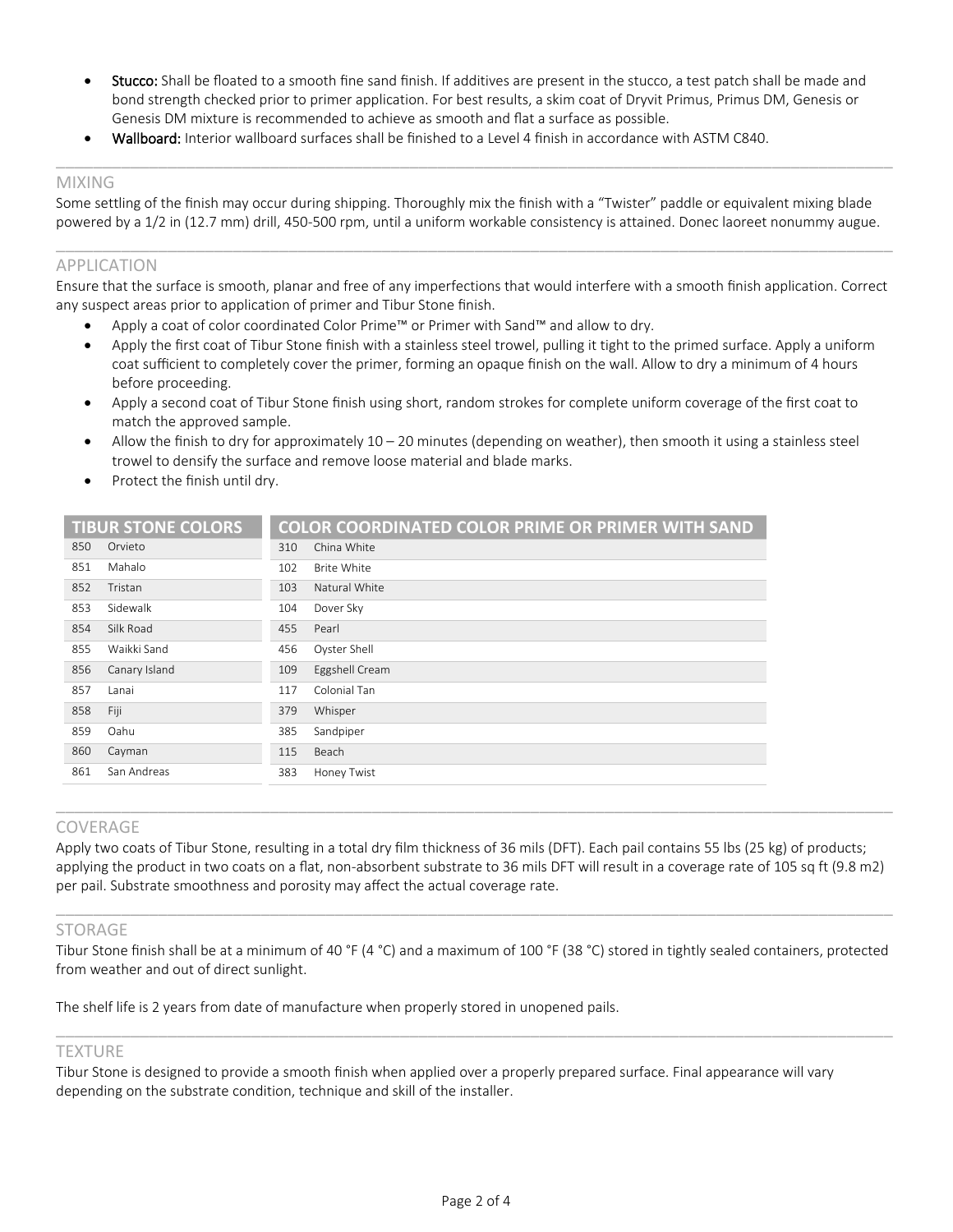- **Stucco:** Shall be floated to a smooth fine sand finish. If additives are present in the stucco, a test patch shall be made and bond strength checked prior to primer application. For best results, a skim coat of Dryvit Primus, Primus DM, Genesis or Genesis DM mixture is recommended to achieve as smooth and flat a surface as possible.
- **Wallboard:** Interior wallboard surfaces shall be finished to a Level 4 finish in accordance with ASTM C840.

## MIXING

Some settling of the finish may occur during shipping. Thoroughly mix the finish with a "Twister" paddle or equivalent mixing blade powered by a 1/2 in (12.7 mm) drill, 450-500 rpm, until a uniform workable consistency is attained. Donec laoreet nonummy augue.

## APPLICATION

Ensure that the surface is smooth, planar and free of any imperfections that would interfere with a smooth finish application. Correct any suspect areas prior to application of primer and Tibur Stone finish.

- Apply a coat of color coordinated Color Prime™ or Primer with Sand™ and allow to dry.
- Apply the first coat of Tibur Stone finish with a stainless steel trowel, pulling it tight to the primed surface. Apply a uniform coat sufficient to completely cover the primer, forming an opaque finish on the wall. Allow to dry a minimum of 4 hours before proceeding.
- Apply a second coat of Tibur Stone finish using short, random strokes for complete uniform coverage of the first coat to match the approved sample.
- Allow the finish to dry for approximately 10 – 20 minutes (depending on weather), then smooth it using a stainless steel trowel to densify the surface and remove loose material and blade marks.
- Protect the finish until dry.

| TIBUR STONE COLORS | |
|---|---|
| 850 | Orvieto |
| 851 | Mahalo |
| 852 | Tristan |
| 853 | Sidewalk |
| 854 | Silk Road |
| 855 | Waikki Sand |
| 856 | Canary Island |
| 857 | Lanai |
| 858 | Fiji |
| 859 | Oahu |
| 860 | Cayman |
| 861 | San Andreas |

| COLOR COORDINATED COLOR PRIME OR PRIMER WITH SAND | |
|---|---|
| 310 | China White |
| 102 | Brite White |
| 103 | Natural White |
| 104 | Dover Sky |
| 455 | Pearl |
| 456 | Oyster Shell |
| 109 | Eggshell Cream |
| 117 | Colonial Tan |
| 379 | Whisper |
| 385 | Sandpiper |
| 115 | Beach |
| 383 | Honey Twist |

## COVERAGE

Apply two coats of Tibur Stone, resulting in a total dry film thickness of 36 mils (DFT). Each pail contains 55 lbs (25 kg) of products; applying the product in two coats on a flat, non-absorbent substrate to 36 mils DFT will result in a coverage rate of 105 sq ft (9.8 m2) per pail. Substrate smoothness and porosity may affect the actual coverage rate.

## STORAGE

Tibur Stone finish shall be at a minimum of 40 °F (4 °C) and a maximum of 100 °F (38 °C) stored in tightly sealed containers, protected from weather and out of direct sunlight.

The shelf life is 2 years from date of manufacture when properly stored in unopened pails.

## TEXTURE

Tibur Stone is designed to provide a smooth finish when applied over a properly prepared surface. Final appearance will vary depending on the substrate condition, technique and skill of the installer.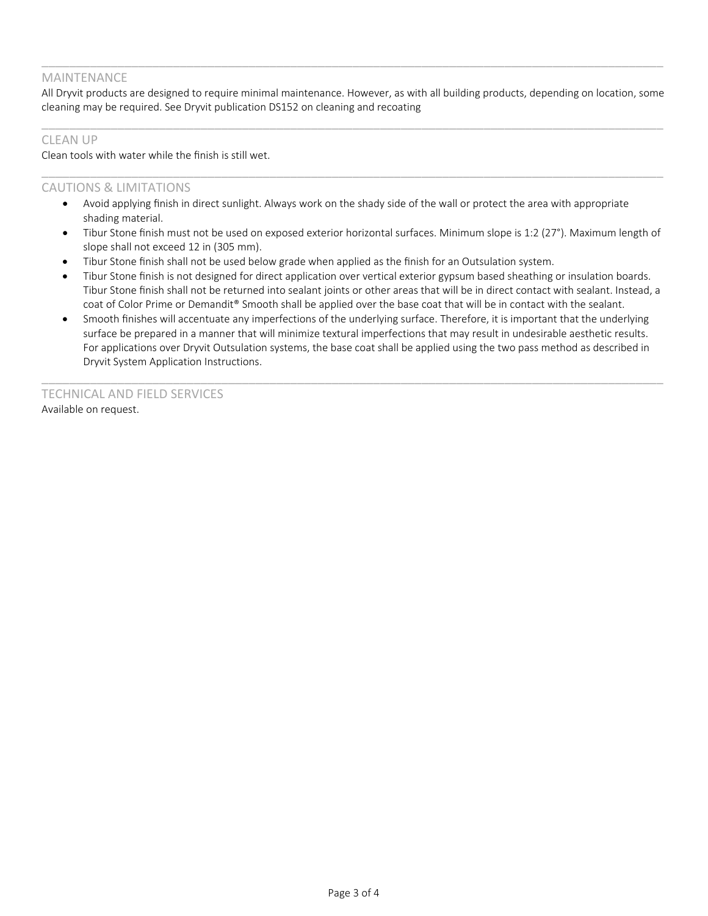## MAINTENANCE

All Dryvit products are designed to require minimal maintenance. However, as with all building products, depending on location, some cleaning may be required. See Dryvit publication DS152 on cleaning and recoating

## CLEAN UP

Clean tools with water while the finish is still wet.

## CAUTIONS & LIMITATIONS

- Avoid applying finish in direct sunlight. Always work on the shady side of the wall or protect the area with appropriate shading material.
- Tibur Stone finish must not be used on exposed exterior horizontal surfaces. Minimum slope is 1:2 (27°). Maximum length of slope shall not exceed 12 in (305 mm).
- Tibur Stone finish shall not be used below grade when applied as the finish for an Outsulation system.
- Tibur Stone finish is not designed for direct application over vertical exterior gypsum based sheathing or insulation boards. Tibur Stone finish shall not be returned into sealant joints or other areas that will be in direct contact with sealant. Instead, a coat of Color Prime or Demandit® Smooth shall be applied over the base coat that will be in contact with the sealant.
- Smooth finishes will accentuate any imperfections of the underlying surface. Therefore, it is important that the underlying surface be prepared in a manner that will minimize textural imperfections that may result in undesirable aesthetic results. For applications over Dryvit Outsulation systems, the base coat shall be applied using the two pass method as described in Dryvit System Application Instructions.

## TECHNICAL AND FIELD SERVICES

Available on request.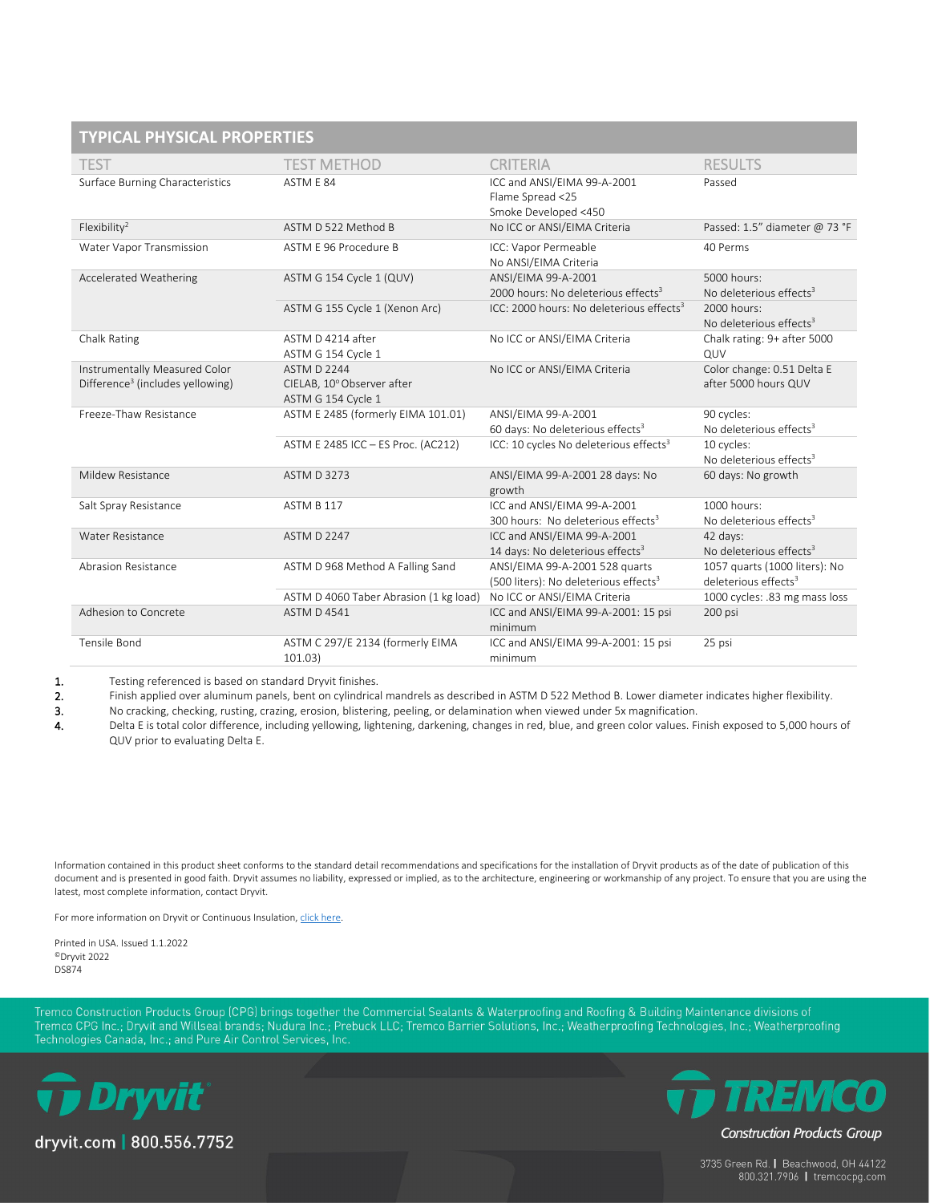## TYPICAL PHYSICAL PROPERTIES

| TEST | TEST METHOD | CRITERIA | RESULTS |
|---|---|---|---|
| Surface Burning Characteristics | ASTM E 84 | ICC and ANSI/EIMA 99-A-2001 Flame Spread <25 Smoke Developed <450 | Passed |
| Flexibility[2] | ASTM D 522 Method B | No ICC or ANSI/EIMA Criteria | Passed: 1.5" diameter @ 73 °F |
| Water Vapor Transmission | ASTM E 96 Procedure B | ICC: Vapor Permeable No ANSI/EIMA Criteria | 40 Perms |
| Accelerated Weathering | ASTM G 154 Cycle 1 (QUV) | ANSI/EIMA 99-A-2001 2000 hours: No deleterious effects[3] | 5000 hours: No deleterious effects[3] |
| | ASTM G 155 Cycle 1 (Xenon Arc) | ICC: 2000 hours: No deleterious effects[3] | 2000 hours: No deleterious effects[3] |
| Chalk Rating | ASTM D 4214 after ASTM G 154 Cycle 1 | No ICC or ANSI/EIMA Criteria | Chalk rating: 9+ after 5000 QUV |
| Instrumentally Measured Color Difference[3] (includes yellowing) | ASTM D 2244 CIELAB, 10° Observer after ASTM G 154 Cycle 1 | No ICC or ANSI/EIMA Criteria | Color change: 0.51 Delta E after 5000 hours QUV |
| Freeze-Thaw Resistance | ASTM E 2485 (formerly EIMA 101.01) | ANSI/EIMA 99-A-2001 60 days: No deleterious effects[3] | 90 cycles: No deleterious effects[3] |
| | ASTM E 2485 ICC – ES Proc. (AC212) | ICC: 10 cycles No deleterious effects[3] | 10 cycles: No deleterious effects[3] |
| Mildew Resistance | ASTM D 3273 | ANSI/EIMA 99-A-2001 28 days: No growth | 60 days: No growth |
| Salt Spray Resistance | ASTM B 117 | ICC and ANSI/EIMA 99-A-2001 300 hours: No deleterious effects[3] | 1000 hours: No deleterious effects[3] |
| Water Resistance | ASTM D 2247 | ICC and ANSI/EIMA 99-A-2001 14 days: No deleterious effects[3] | 42 days: No deleterious effects[3] |
| Abrasion Resistance | ASTM D 968 Method A Falling Sand | ANSI/EIMA 99-A-2001 528 quarts (500 liters): No deleterious effects[3] | 1057 quarts (1000 liters): No deleterious effects[3] |
| | ASTM D 4060 Taber Abrasion (1 kg load) | No ICC or ANSI/EIMA Criteria | 1000 cycles: .83 mg mass loss |
| Adhesion to Concrete | ASTM D 4541 | ICC and ANSI/EIMA 99-A-2001: 15 psi minimum | 200 psi |
| Tensile Bond | ASTM C 297/E 2134 (formerly EIMA 101.03) | ICC and ANSI/EIMA 99-A-2001: 15 psi minimum | 25 psi |

1. Testing referenced is based on standard Dryvit finishes.
2. Finish applied over aluminum panels, bent on cylindrical mandrels as described in ASTM D 522 Method B. Lower diameter indicates higher flexibility.
3. No cracking, checking, rusting, crazing, erosion, blistering, peeling, or delamination when viewed under 5x magnification.
4. Delta E is total color difference, including yellowing, lightening, darkening, changes in red, blue, and green color values. Finish exposed to 5,000 hours of QUV prior to evaluating Delta E.

Information contained in this product sheet conforms to the standard detail recommendations and specifications for the installation of Dryvit products as of the date of publication of this document and is presented in good faith. Dryvit assumes no liability, expressed or implied, as to the architecture, engineering or workmanship of any project. To ensure that you are using the latest, most complete information, contact Dryvit.

For more information on Dryvit or Continuous Insulation, click here.

Printed in USA. Issued 1.1.2022
©Dryvit 2022
DS874

Tremco Construction Products Group (CPG) brings together the Commercial Sealants & Waterproofing and Roofing & Building Maintenance divisions of Tremco CPG Inc.; Dryvit and Willseal brands; Nudura Inc.; Prebuck LLC; Tremco Barrier Solutions, Inc.; Weatherproofing Technologies, Inc.; Weatherproofing Technologies Canada, Inc.; and Pure Air Control Services, Inc.

Dryvit

dryvit.com | 800.556.7752

TREMCO Construction Products Group

3735 Green Rd. | Beachwood, OH 44122
800.321.7906 | tremcocpg.com